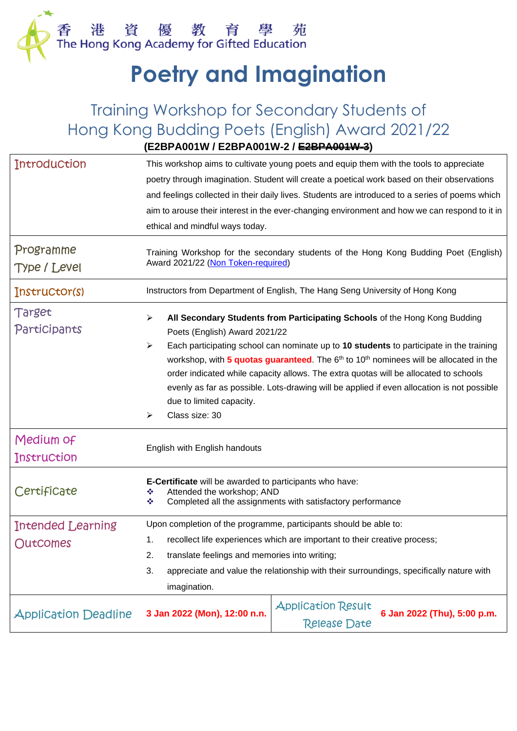香 港 資 優 教 育 學 苑
The Hong Kong Academy for Gifted Education

# Poetry and Imagination

## Training Workshop for Secondary Students of Hong Kong Budding Poets (English) Award 2021/22

**(E2BPA001W / E2BPA001W-2 / ~~E2BPA001W-3~~)**

| | | | |
|---|---|---|---|
| Introduction | This workshop aims to cultivate young poets and equip them with the tools to appreciate poetry through imagination. Student will create a poetical work based on their observations and feelings collected in their daily lives. Students are introduced to a series of poems which aim to arouse their interest in the ever-changing environment and how we can respond to it in ethical and mindful ways today. | | |
| Programme Type / Level | Training Workshop for the secondary students of the Hong Kong Budding Poet (English) Award 2021/22 (Non Token-required) | | |
| Instructor(s) | Instructors from Department of English, The Hang Seng University of Hong Kong | | |
| Target Participants | ➢ **All Secondary Students from Participating Schools** of the Hong Kong Budding Poets (English) Award 2021/22<br>➢ Each participating school can nominate up to **10 students** to participate in the training workshop, with **5 quotas guaranteed**. The 6th to 10th nominees will be allocated in the order indicated while capacity allows. The extra quotas will be allocated to schools evenly as far as possible. Lots-drawing will be applied if even allocation is not possible due to limited capacity.<br>➢ Class size: 30 | | |
| Medium of Instruction | English with English handouts | | |
| Certificate | **E-Certificate** will be awarded to participants who have:<br>❖ Attended the workshop; AND<br>❖ Completed all the assignments with satisfactory performance | | |
| Intended Learning Outcomes | Upon completion of the programme, participants should be able to:<br>1. recollect life experiences which are important to their creative process;<br>2. translate feelings and memories into writing;<br>3. appreciate and value the relationship with their surroundings, specifically nature with imagination. | | |
| Application Deadline | **3 Jan 2022 (Mon), 12:00 n.n.** | Application Result Release Date | **6 Jan 2022 (Thu), 5:00 p.m.** |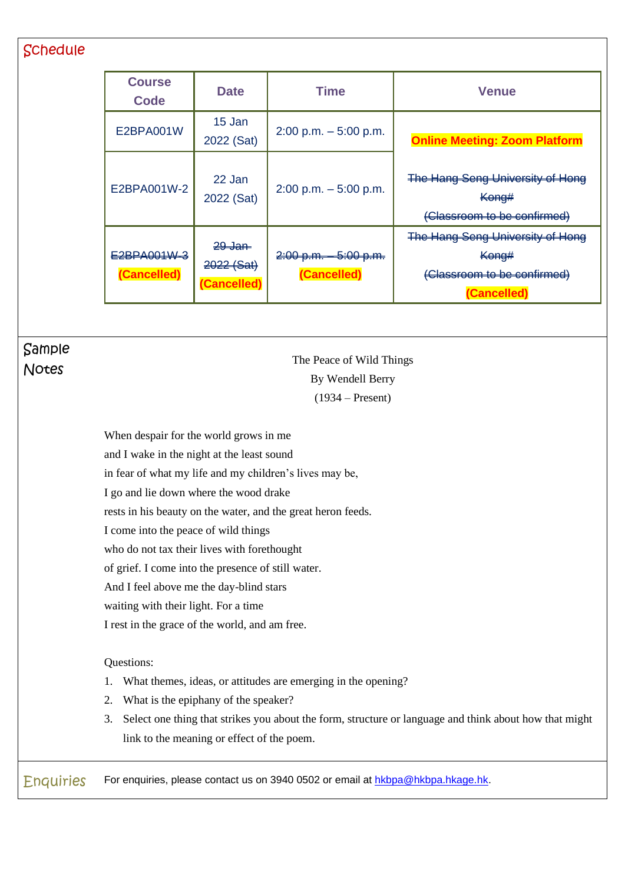## Schedule

| Course Code | Date | Time | Venue |
|---|---|---|---|
| E2BPA001W | 15 Jan 2022 (Sat) | 2:00 p.m. – 5:00 p.m. | **Online Meeting: Zoom Platform** |
| E2BPA001W-2 | 22 Jan 2022 (Sat) | 2:00 p.m. – 5:00 p.m. | ~~The Hang Seng University of Hong Kong# (Classroom to be confirmed)~~ |
| ~~E2BPA001W-3~~ **(Cancelled)** | ~~29 Jan 2022 (Sat)~~ **(Cancelled)** | ~~2:00 p.m. – 5:00 p.m.~~ **(Cancelled)** | ~~The Hang Seng University of Hong Kong# (Classroom to be confirmed)~~ **(Cancelled)** |

## Sample Notes

The Peace of Wild Things  
By Wendell Berry  
(1934 – Present)

When despair for the world grows in me  
and I wake in the night at the least sound  
in fear of what my life and my children's lives may be,  
I go and lie down where the wood drake  
rests in his beauty on the water, and the great heron feeds.  
I come into the peace of wild things  
who do not tax their lives with forethought  
of grief. I come into the presence of still water.  
And I feel above me the day-blind stars  
waiting with their light. For a time  
I rest in the grace of the world, and am free.

Questions:

1. What themes, ideas, or attitudes are emerging in the opening?
2. What is the epiphany of the speaker?
3. Select one thing that strikes you about the form, structure or language and think about how that might link to the meaning or effect of the poem.

## Enquiries

For enquiries, please contact us on 3940 0502 or email at hkbpa@hkbpa.hkage.hk.